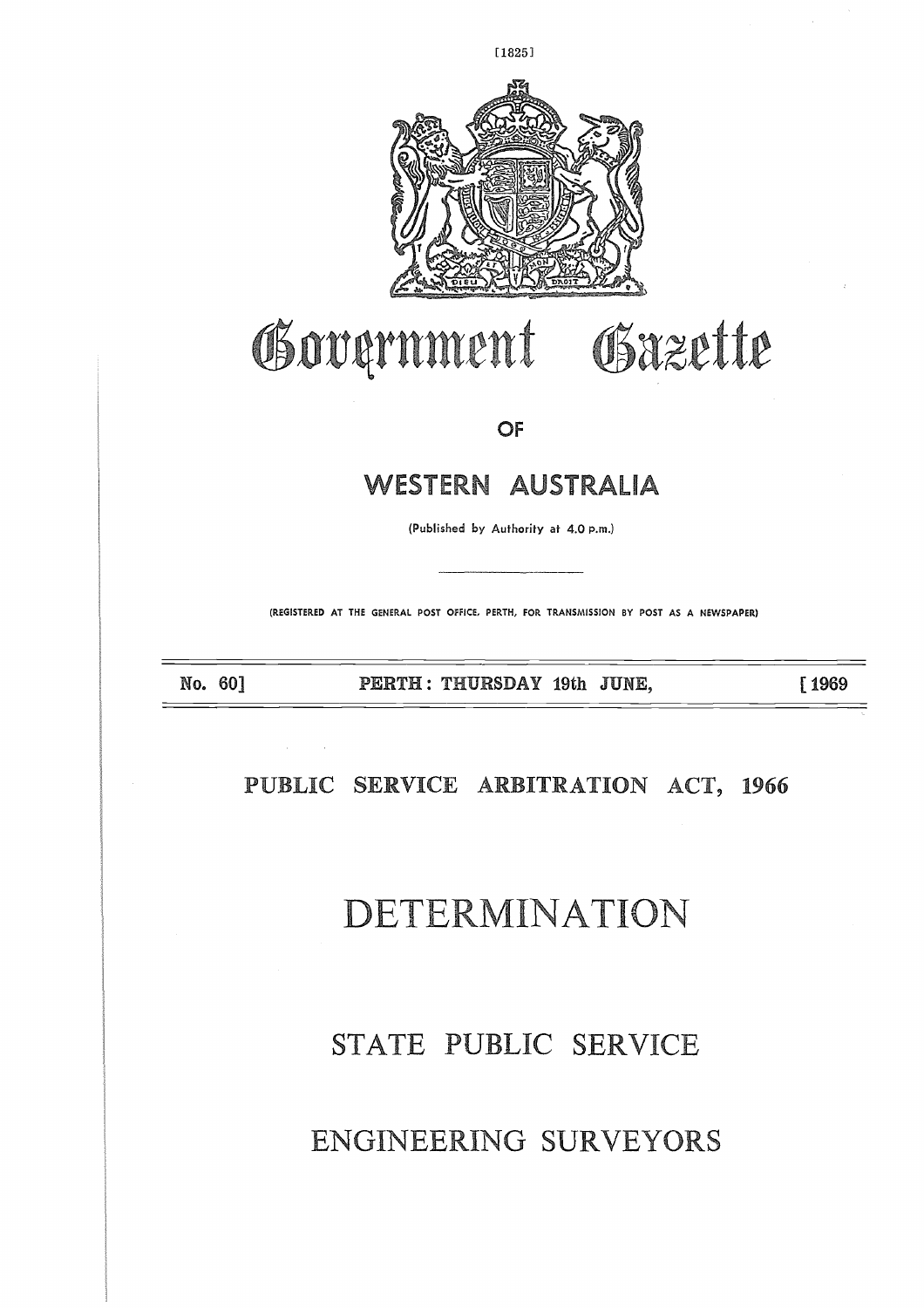# Government Gazette

## OF

## WESTERN AUSTRALIA

(Published by Authority at 4.0 p.m.)

(REGISTERED AT THE GENERAL POST OFFICE, PERTH, FOR TRANSMISSION BY POST AS A NEWSPAPER)

No. 60] PERTH: THURSDAY 19th JUNE, [1969

## PUBLIC SERVICE ARBITRATION ACT, 1966

# DETERMINATION

## STATE PUBLIC SERVICE

## ENGINEERING SURVEYORS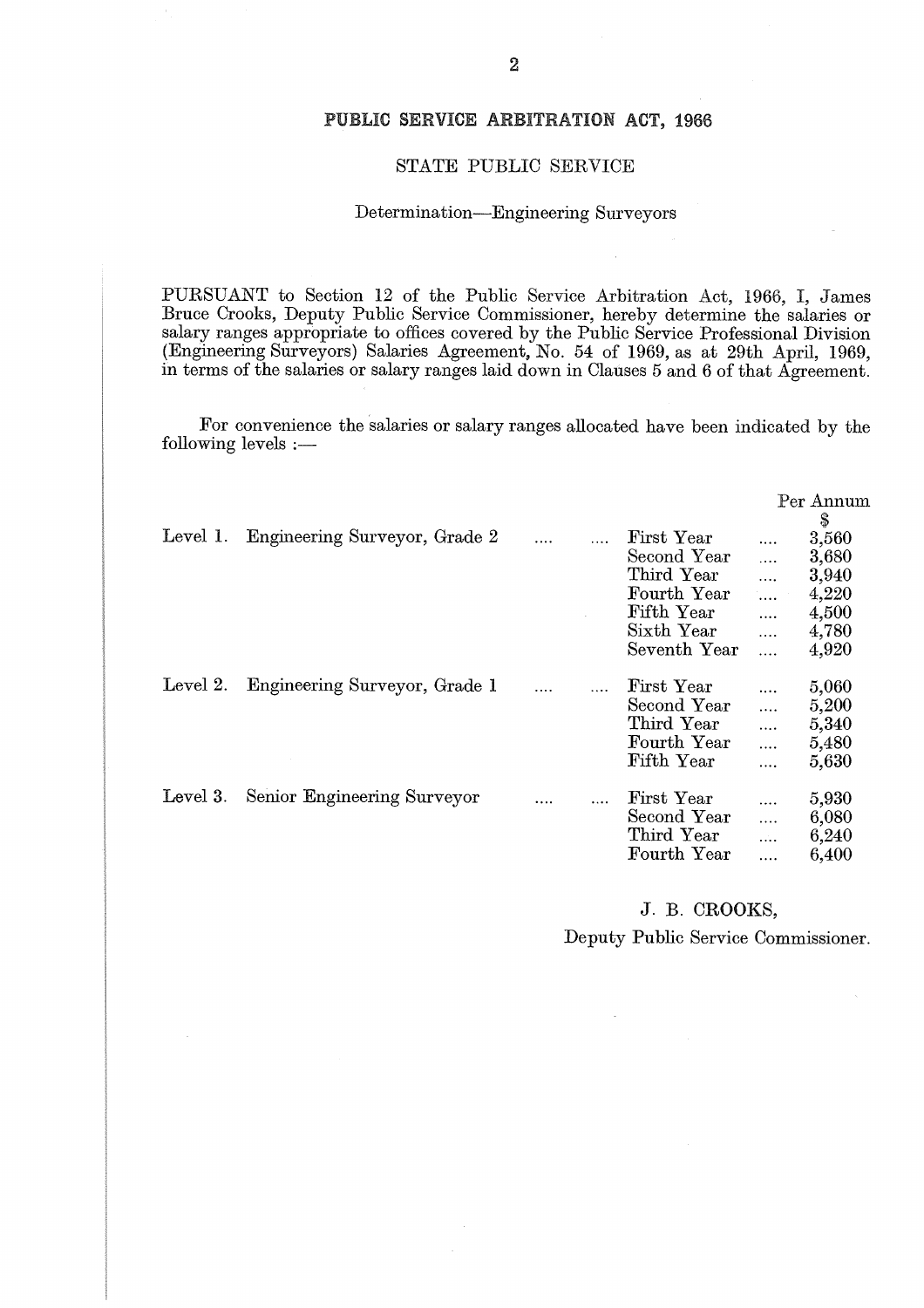# PUBLIC SERVICE ARBITRATION ACT, 1966

## STATE PUBLIC SERVICE

### Determination—Engineering Surveyors

PURSUANT to Section 12 of the Public Service Arbitration Act, 1966, I, James Bruce Crooks, Deputy Public Service Commissioner, hereby determine the salaries or salary ranges appropriate to offices covered by the Public Service Professional Division (Engineering Surveyors) Salaries Agreement, No. 54 of 1969, as at 29th April, 1969, in terms of the salaries or salary ranges laid down in Clauses 5 and 6 of that Agreement.

For convenience the salaries or salary ranges allocated have been indicated by the following levels :—

| | | | Per Annum $ |
|---|---|---|---|
| Level 1. | Engineering Surveyor, Grade 2 | First Year | 3,560 |
| | | Second Year | 3,680 |
| | | Third Year | 3,940 |
| | | Fourth Year | 4,220 |
| | | Fifth Year | 4,500 |
| | | Sixth Year | 4,780 |
| | | Seventh Year | 4,920 |
| Level 2. | Engineering Surveyor, Grade 1 | First Year | 5,060 |
| | | Second Year | 5,200 |
| | | Third Year | 5,340 |
| | | Fourth Year | 5,480 |
| | | Fifth Year | 5,630 |
| Level 3. | Senior Engineering Surveyor | First Year | 5,930 |
| | | Second Year | 6,080 |
| | | Third Year | 6,240 |
| | | Fourth Year | 6,400 |

J. B. CROOKS,

Deputy Public Service Commissioner.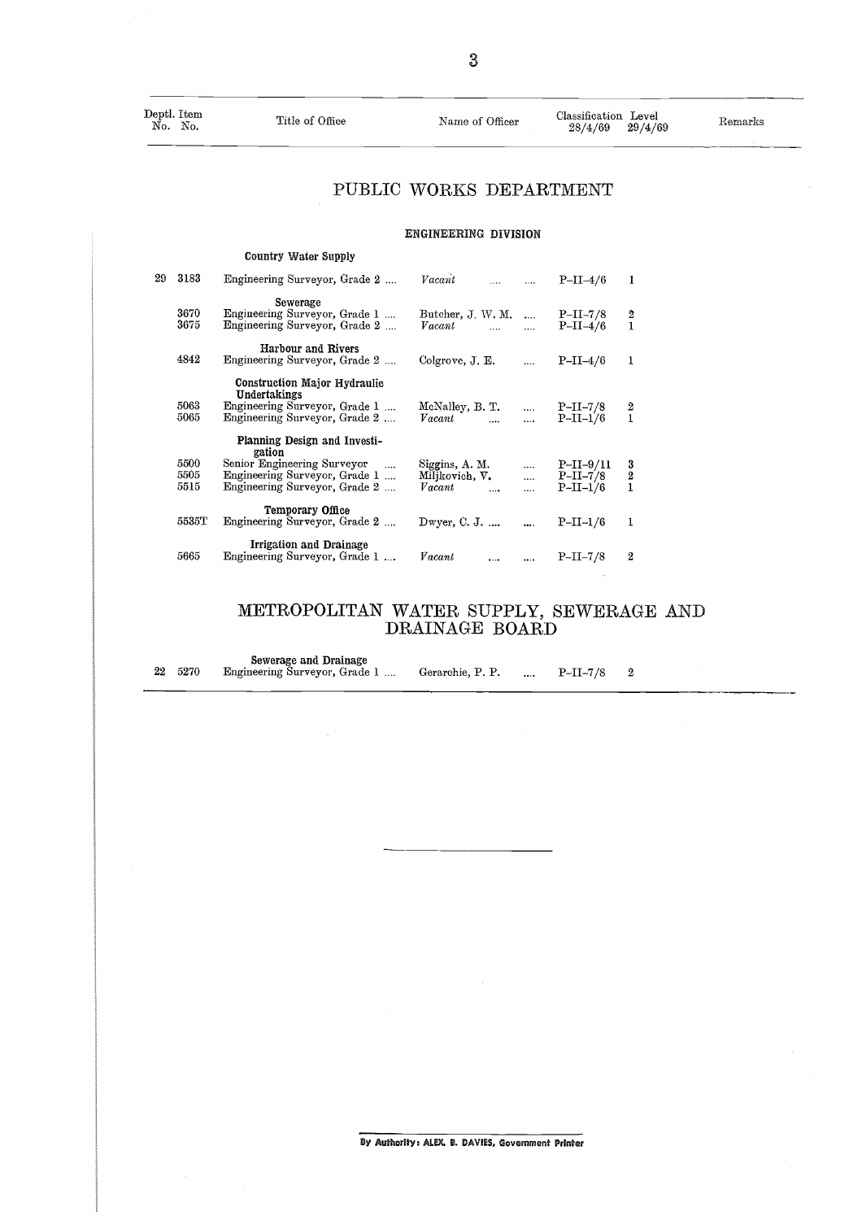| Deptl. No. | Item No. | Title of Office | Name of Officer | Classification 28/4/69 | Level 29/4/69 | Remarks |
|---|---|---|---|---|---|---|

## PUBLIC WORKS DEPARTMENT

### ENGINEERING DIVISION

| Deptl. No. | Item No. | Title of Office | Name of Officer | Classification 28/4/69 | Level 29/4/69 | Remarks |
|---|---|---|---|---|---|---|
| | | **Country Water Supply** | | | | |
| 29 | 3183 | Engineering Surveyor, Grade 2 .... | *Vacant* .... .... | P–II–4/6 | 1 | |
| | | **Sewerage** | | | | |
| | 3670 | Engineering Surveyor, Grade 1 .... | Butcher, J. W. M. .... | P–II–7/8 | 2 | |
| | 3675 | Engineering Surveyor, Grade 2 .... | *Vacant* .... .... | P–II–4/6 | 1 | |
| | | **Harbour and Rivers** | | | | |
| | 4842 | Engineering Surveyor, Grade 2 .... | Colgrove, J. E. .... | P–II–4/6 | 1 | |
| | | **Construction Major Hydraulic Undertakings** | | | | |
| | 5063 | Engineering Surveyor, Grade 1 .... | McNalley, B. T. .... | P–II–7/8 | 2 | |
| | 5065 | Engineering Surveyor, Grade 2 .... | *Vacant* .... .... | P–II–1/6 | 1 | |
| | | **Planning Design and Investigation** | | | | |
| | 5500 | Senior Engineering Surveyor .... | Siggins, A. M. .... | P–II–9/11 | 3 | |
| | 5505 | Engineering Surveyor, Grade 1 .... | Miljkovich, V. .... | P–II–7/8 | 2 | |
| | 5515 | Engineering Surveyor, Grade 2 .... | *Vacant* .... .... | P–II–1/6 | 1 | |
| | | **Temporary Office** | | | | |
| | 5535T | Engineering Surveyor, Grade 2 .... | Dwyer, C. J. .... .... | P–II–1/6 | 1 | |
| | | **Irrigation and Drainage** | | | | |
| | 5665 | Engineering Surveyor, Grade 1 .... | *Vacant* .... .... | P–II–7/8 | 2 | |

## METROPOLITAN WATER SUPPLY, SEWERAGE AND DRAINAGE BOARD

| Deptl. No. | Item No. | Title of Office | Name of Officer | Classification 28/4/69 | Level 29/4/69 | Remarks |
|---|---|---|---|---|---|---|
| | | **Sewerage and Drainage** | | | | |
| 22 | 5270 | Engineering Surveyor, Grade 1 .... | Gerarchie, P. P. .... | P–II–7/8 | 2 | |

**By Authority: ALEX. B. DAVIES, Government Printer**